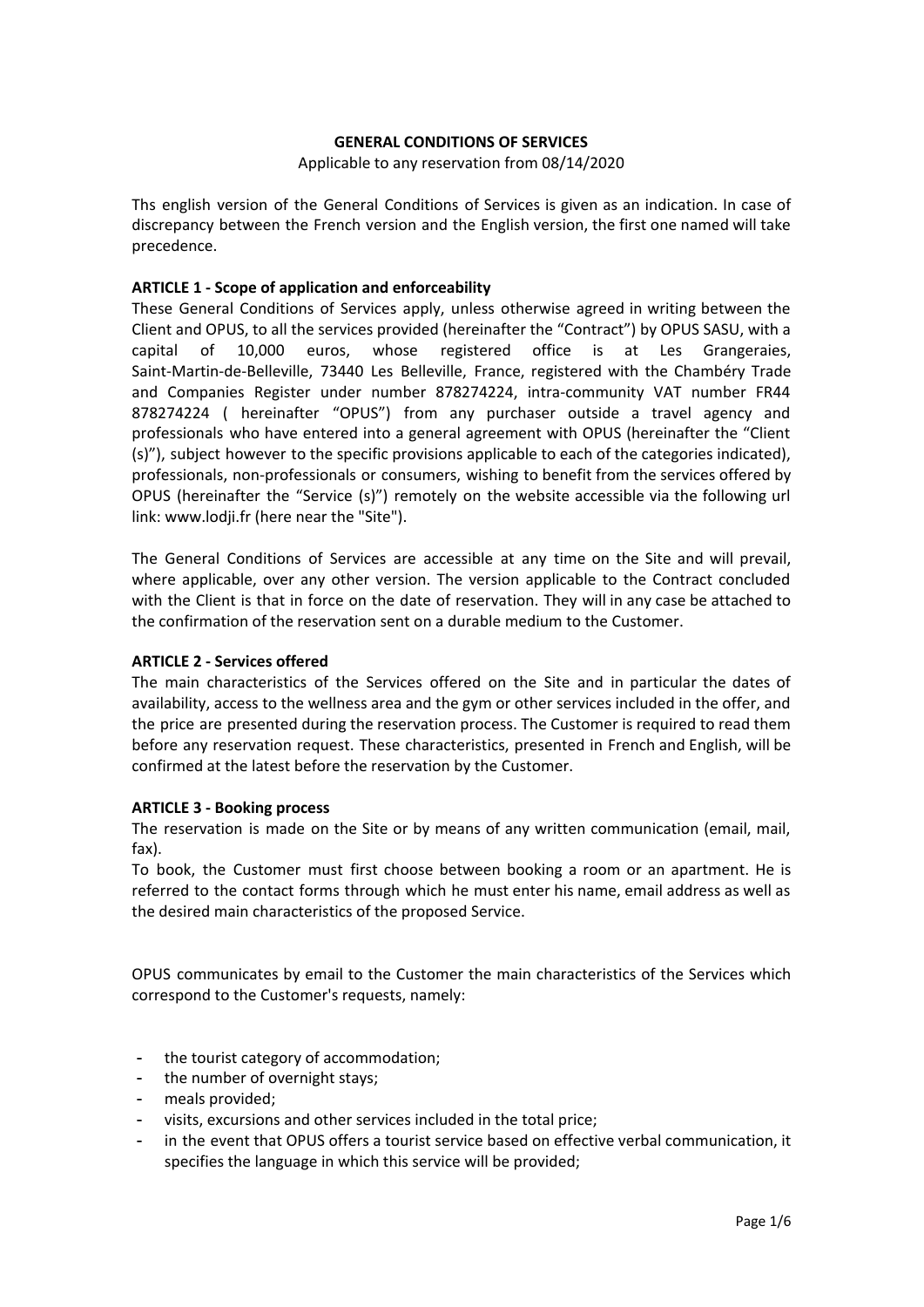**GENERAL CONDITIONS OF SERVICES**

Applicable to any reservation from 08/14/2020

Ths english version of the General Conditions of Services is given as an indication. In case of discrepancy between the French version and the English version, the first one named will take precedence.

**ARTICLE 1 - Scope of application and enforceability**

These General Conditions of Services apply, unless otherwise agreed in writing between the Client and OPUS, to all the services provided (hereinafter the "Contract") by OPUS SASU, with a capital of 10,000 euros, whose registered office is at Les Grangeraies, Saint-Martin-de-Belleville, 73440 Les Belleville, France, registered with the Chambéry Trade and Companies Register under number 878274224, intra-community VAT number FR44 878274224 ( hereinafter "OPUS") from any purchaser outside a travel agency and professionals who have entered into a general agreement with OPUS (hereinafter the "Client (s)"), subject however to the specific provisions applicable to each of the categories indicated), professionals, non-professionals or consumers, wishing to benefit from the services offered by OPUS (hereinafter the "Service (s)") remotely on the website accessible via the following url link: www.lodji.fr (here near the "Site").

The General Conditions of Services are accessible at any time on the Site and will prevail, where applicable, over any other version. The version applicable to the Contract concluded with the Client is that in force on the date of reservation. They will in any case be attached to the confirmation of the reservation sent on a durable medium to the Customer.

**ARTICLE 2 - Services offered**

The main characteristics of the Services offered on the Site and in particular the dates of availability, access to the wellness area and the gym or other services included in the offer, and the price are presented during the reservation process. The Customer is required to read them before any reservation request. These characteristics, presented in French and English, will be confirmed at the latest before the reservation by the Customer.

**ARTICLE 3 - Booking process**

The reservation is made on the Site or by means of any written communication (email, mail, fax).

To book, the Customer must first choose between booking a room or an apartment. He is referred to the contact forms through which he must enter his name, email address as well as the desired main characteristics of the proposed Service.

OPUS communicates by email to the Customer the main characteristics of the Services which correspond to the Customer's requests, namely:

- the tourist category of accommodation;
- the number of overnight stays;
- meals provided;
- visits, excursions and other services included in the total price;
- in the event that OPUS offers a tourist service based on effective verbal communication, it specifies the language in which this service will be provided;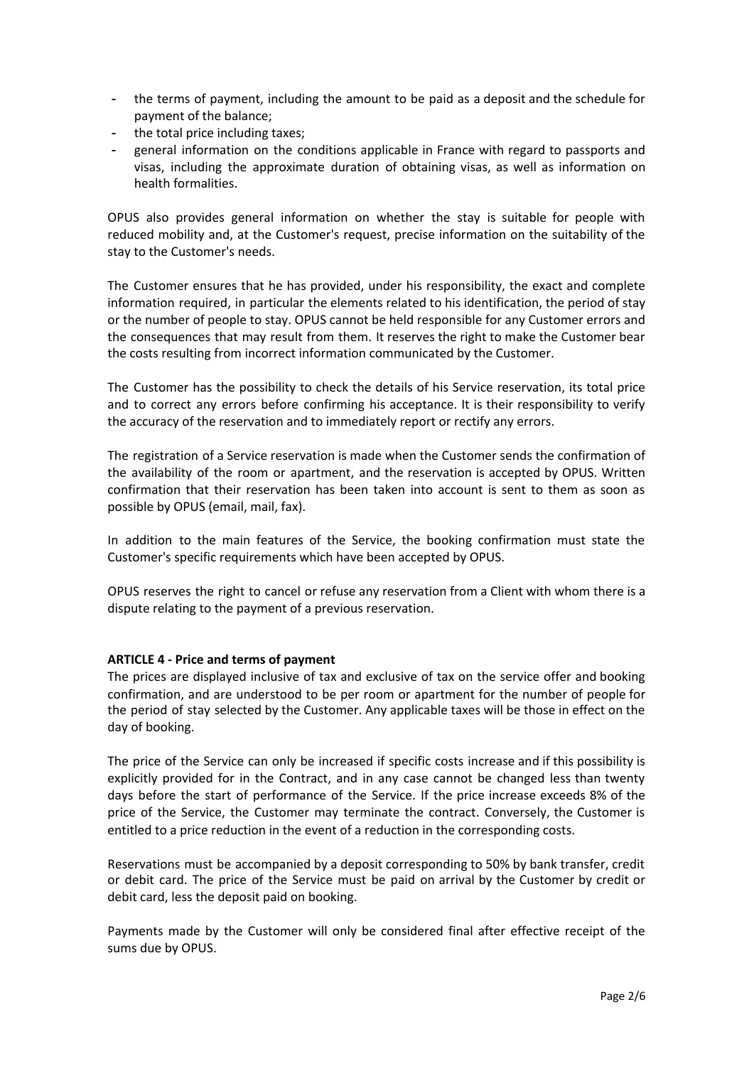- the terms of payment, including the amount to be paid as a deposit and the schedule for payment of the balance;
- the total price including taxes;
- general information on the conditions applicable in France with regard to passports and visas, including the approximate duration of obtaining visas, as well as information on health formalities.

OPUS also provides general information on whether the stay is suitable for people with reduced mobility and, at the Customer's request, precise information on the suitability of the stay to the Customer's needs.

The Customer ensures that he has provided, under his responsibility, the exact and complete information required, in particular the elements related to his identification, the period of stay or the number of people to stay. OPUS cannot be held responsible for any Customer errors and the consequences that may result from them. It reserves the right to make the Customer bear the costs resulting from incorrect information communicated by the Customer.

The Customer has the possibility to check the details of his Service reservation, its total price and to correct any errors before confirming his acceptance. It is their responsibility to verify the accuracy of the reservation and to immediately report or rectify any errors.

The registration of a Service reservation is made when the Customer sends the confirmation of the availability of the room or apartment, and the reservation is accepted by OPUS. Written confirmation that their reservation has been taken into account is sent to them as soon as possible by OPUS (email, mail, fax).

In addition to the main features of the Service, the booking confirmation must state the Customer's specific requirements which have been accepted by OPUS.

OPUS reserves the right to cancel or refuse any reservation from a Client with whom there is a dispute relating to the payment of a previous reservation.

**ARTICLE 4 - Price and terms of payment**

The prices are displayed inclusive of tax and exclusive of tax on the service offer and booking confirmation, and are understood to be per room or apartment for the number of people for the period of stay selected by the Customer. Any applicable taxes will be those in effect on the day of booking.

The price of the Service can only be increased if specific costs increase and if this possibility is explicitly provided for in the Contract, and in any case cannot be changed less than twenty days before the start of performance of the Service. If the price increase exceeds 8% of the price of the Service, the Customer may terminate the contract. Conversely, the Customer is entitled to a price reduction in the event of a reduction in the corresponding costs.

Reservations must be accompanied by a deposit corresponding to 50% by bank transfer, credit or debit card. The price of the Service must be paid on arrival by the Customer by credit or debit card, less the deposit paid on booking.

Payments made by the Customer will only be considered final after effective receipt of the sums due by OPUS.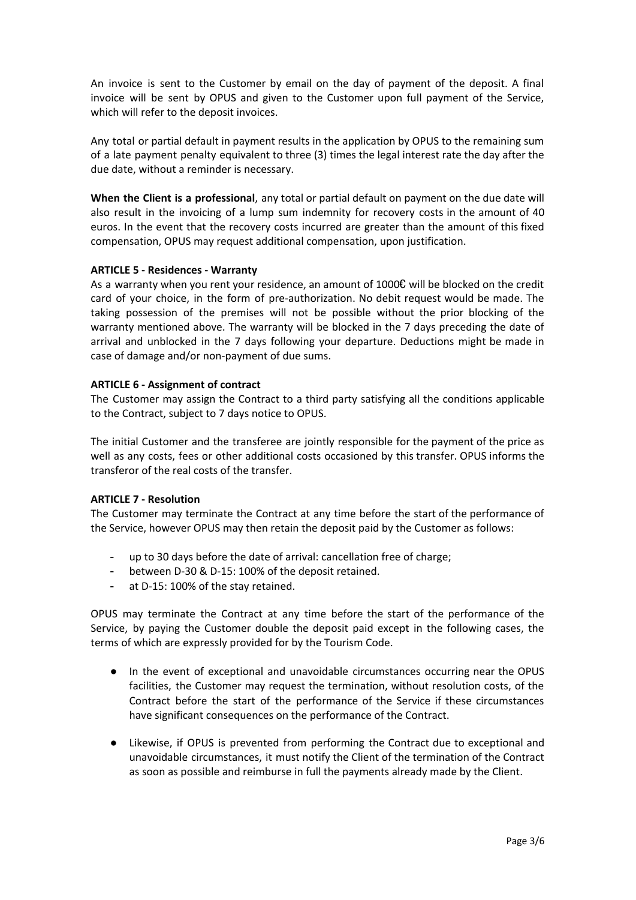An invoice is sent to the Customer by email on the day of payment of the deposit. A final invoice will be sent by OPUS and given to the Customer upon full payment of the Service, which will refer to the deposit invoices.

Any total or partial default in payment results in the application by OPUS to the remaining sum of a late payment penalty equivalent to three (3) times the legal interest rate the day after the due date, without a reminder is necessary.

**When the Client is a professional**, any total or partial default on payment on the due date will also result in the invoicing of a lump sum indemnity for recovery costs in the amount of 40 euros. In the event that the recovery costs incurred are greater than the amount of this fixed compensation, OPUS may request additional compensation, upon justification.

**ARTICLE 5 - Residences - Warranty**

As a warranty when you rent your residence, an amount of 1000€ will be blocked on the credit card of your choice, in the form of pre-authorization. No debit request would be made. The taking possession of the premises will not be possible without the prior blocking of the warranty mentioned above. The warranty will be blocked in the 7 days preceding the date of arrival and unblocked in the 7 days following your departure. Deductions might be made in case of damage and/or non-payment of due sums.

**ARTICLE 6 - Assignment of contract**

The Customer may assign the Contract to a third party satisfying all the conditions applicable to the Contract, subject to 7 days notice to OPUS.

The initial Customer and the transferee are jointly responsible for the payment of the price as well as any costs, fees or other additional costs occasioned by this transfer. OPUS informs the transferor of the real costs of the transfer.

**ARTICLE 7 - Resolution**

The Customer may terminate the Contract at any time before the start of the performance of the Service, however OPUS may then retain the deposit paid by the Customer as follows:

- up to 30 days before the date of arrival: cancellation free of charge;
- between D-30 & D-15: 100% of the deposit retained.
- at D-15: 100% of the stay retained.

OPUS may terminate the Contract at any time before the start of the performance of the Service, by paying the Customer double the deposit paid except in the following cases, the terms of which are expressly provided for by the Tourism Code.

- In the event of exceptional and unavoidable circumstances occurring near the OPUS facilities, the Customer may request the termination, without resolution costs, of the Contract before the start of the performance of the Service if these circumstances have significant consequences on the performance of the Contract.
- Likewise, if OPUS is prevented from performing the Contract due to exceptional and unavoidable circumstances, it must notify the Client of the termination of the Contract as soon as possible and reimburse in full the payments already made by the Client.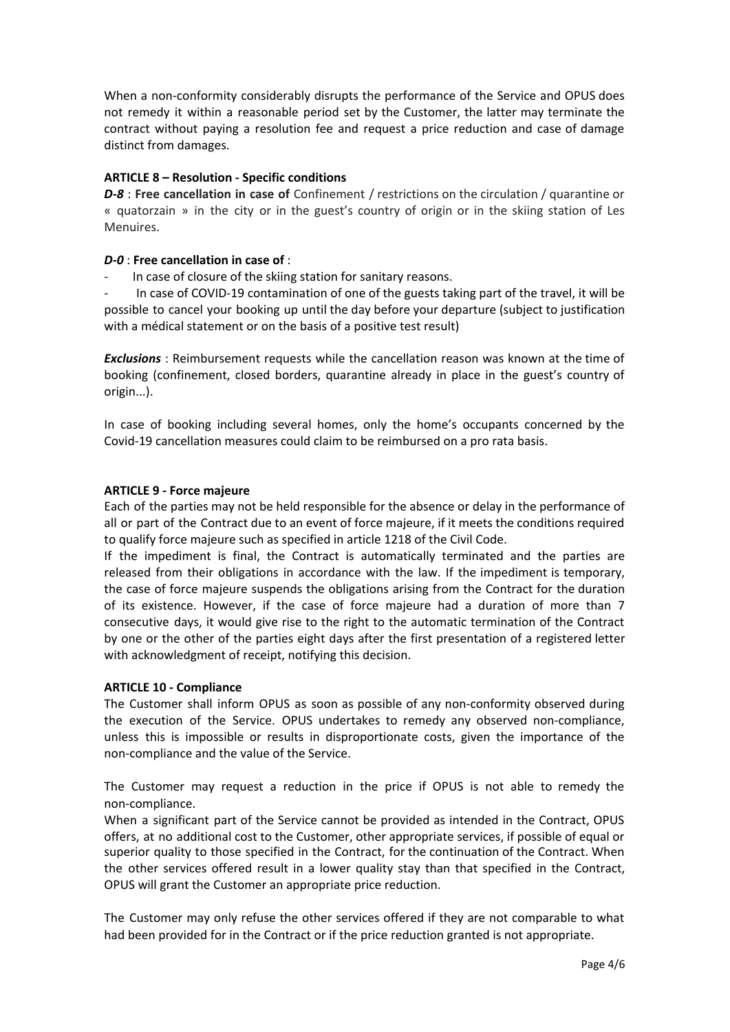When a non-conformity considerably disrupts the performance of the Service and OPUS does not remedy it within a reasonable period set by the Customer, the latter may terminate the contract without paying a resolution fee and request a price reduction and case of damage distinct from damages.

**ARTICLE 8 – Resolution - Specific conditions**

***D-8*** : **Free cancellation in case of** Confinement / restrictions on the circulation / quarantine or « quatorzain » in the city or in the guest's country of origin or in the skiing station of Les Menuires.

***D-0*** : **Free cancellation in case of** :

- In case of closure of the skiing station for sanitary reasons.
- In case of COVID-19 contamination of one of the guests taking part of the travel, it will be possible to cancel your booking up until the day before your departure (subject to justification with a médical statement or on the basis of a positive test result)

***Exclusions*** : Reimbursement requests while the cancellation reason was known at the time of booking (confinement, closed borders, quarantine already in place in the guest's country of origin...).

In case of booking including several homes, only the home's occupants concerned by the Covid-19 cancellation measures could claim to be reimbursed on a pro rata basis.

**ARTICLE 9 - Force majeure**

Each of the parties may not be held responsible for the absence or delay in the performance of all or part of the Contract due to an event of force majeure, if it meets the conditions required to qualify force majeure such as specified in article 1218 of the Civil Code.

If the impediment is final, the Contract is automatically terminated and the parties are released from their obligations in accordance with the law. If the impediment is temporary, the case of force majeure suspends the obligations arising from the Contract for the duration of its existence. However, if the case of force majeure had a duration of more than 7 consecutive days, it would give rise to the right to the automatic termination of the Contract by one or the other of the parties eight days after the first presentation of a registered letter with acknowledgment of receipt, notifying this decision.

**ARTICLE 10 - Compliance**

The Customer shall inform OPUS as soon as possible of any non-conformity observed during the execution of the Service. OPUS undertakes to remedy any observed non-compliance, unless this is impossible or results in disproportionate costs, given the importance of the non-compliance and the value of the Service.

The Customer may request a reduction in the price if OPUS is not able to remedy the non-compliance.

When a significant part of the Service cannot be provided as intended in the Contract, OPUS offers, at no additional cost to the Customer, other appropriate services, if possible of equal or superior quality to those specified in the Contract, for the continuation of the Contract. When the other services offered result in a lower quality stay than that specified in the Contract, OPUS will grant the Customer an appropriate price reduction.

The Customer may only refuse the other services offered if they are not comparable to what had been provided for in the Contract or if the price reduction granted is not appropriate.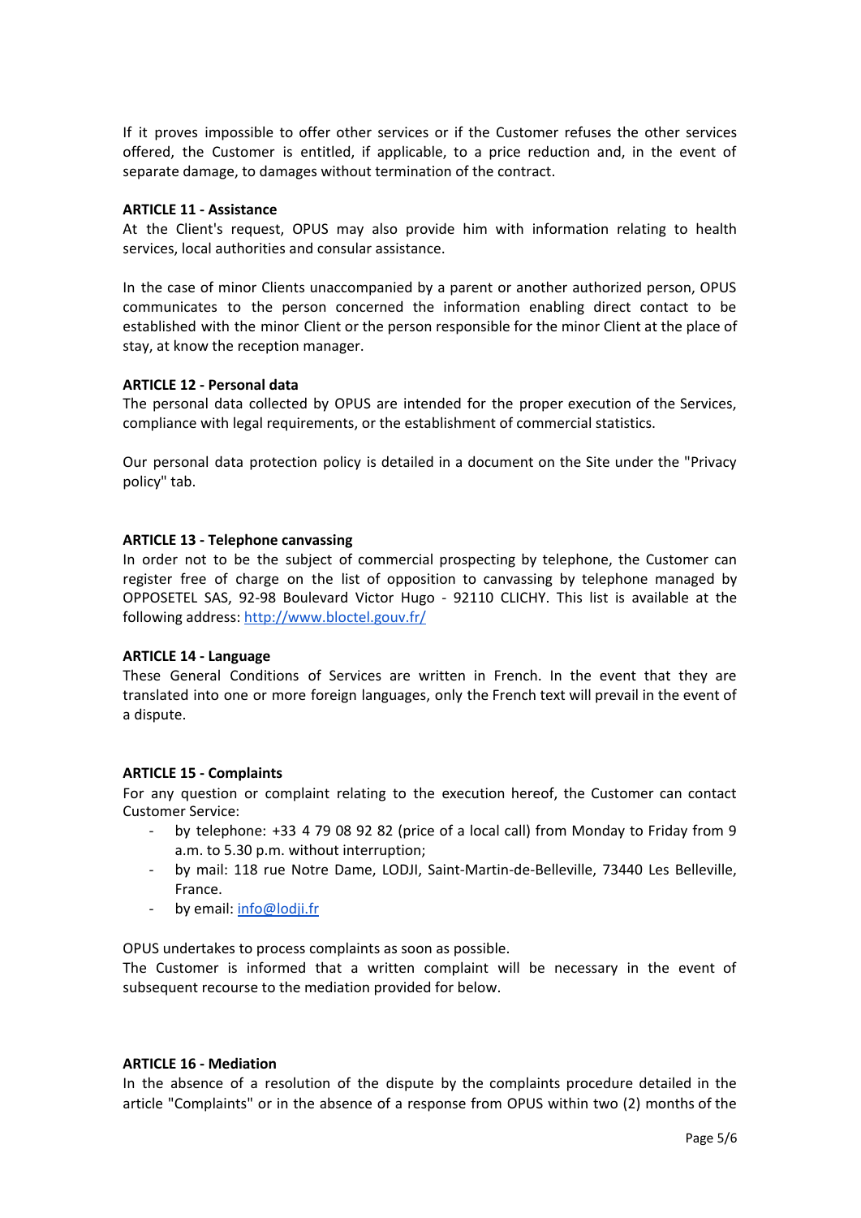If it proves impossible to offer other services or if the Customer refuses the other services offered, the Customer is entitled, if applicable, to a price reduction and, in the event of separate damage, to damages without termination of the contract.

**ARTICLE 11 - Assistance**

At the Client's request, OPUS may also provide him with information relating to health services, local authorities and consular assistance.

In the case of minor Clients unaccompanied by a parent or another authorized person, OPUS communicates to the person concerned the information enabling direct contact to be established with the minor Client or the person responsible for the minor Client at the place of stay, at know the reception manager.

**ARTICLE 12 - Personal data**

The personal data collected by OPUS are intended for the proper execution of the Services, compliance with legal requirements, or the establishment of commercial statistics.

Our personal data protection policy is detailed in a document on the Site under the "Privacy policy" tab.

**ARTICLE 13 - Telephone canvassing**

In order not to be the subject of commercial prospecting by telephone, the Customer can register free of charge on the list of opposition to canvassing by telephone managed by OPPOSETEL SAS, 92-98 Boulevard Victor Hugo - 92110 CLICHY. This list is available at the following address: http://www.bloctel.gouv.fr/

**ARTICLE 14 - Language**

These General Conditions of Services are written in French. In the event that they are translated into one or more foreign languages, only the French text will prevail in the event of a dispute.

**ARTICLE 15 - Complaints**

For any question or complaint relating to the execution hereof, the Customer can contact Customer Service:

- by telephone: +33 4 79 08 92 82 (price of a local call) from Monday to Friday from 9 a.m. to 5.30 p.m. without interruption;
- by mail: 118 rue Notre Dame, LODJI, Saint-Martin-de-Belleville, 73440 Les Belleville, France.
- by email: info@lodji.fr

OPUS undertakes to process complaints as soon as possible.
The Customer is informed that a written complaint will be necessary in the event of subsequent recourse to the mediation provided for below.

**ARTICLE 16 - Mediation**

In the absence of a resolution of the dispute by the complaints procedure detailed in the article "Complaints" or in the absence of a response from OPUS within two (2) months of the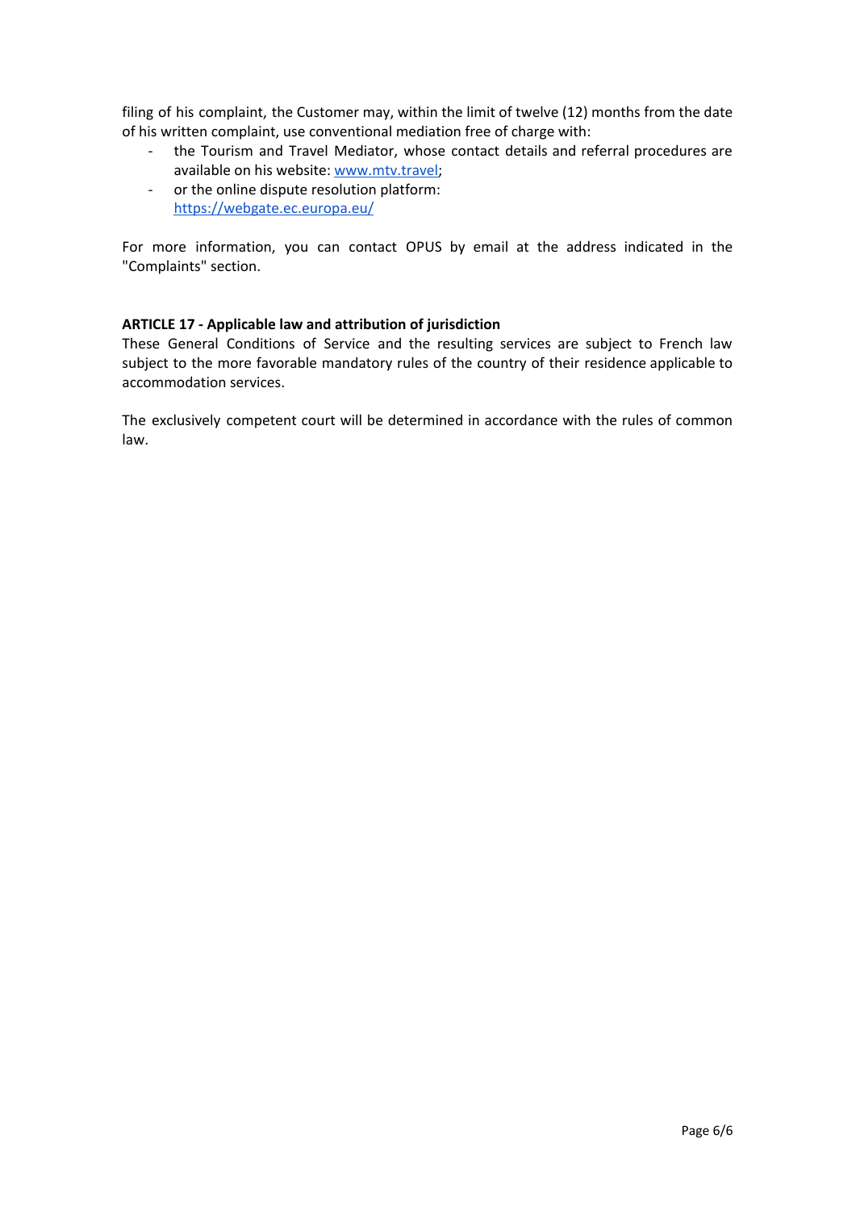filing of his complaint, the Customer may, within the limit of twelve (12) months from the date of his written complaint, use conventional mediation free of charge with:

- the Tourism and Travel Mediator, whose contact details and referral procedures are available on his website: [www.mtv.travel](www.mtv.travel);
- or the online dispute resolution platform: [https://webgate.ec.europa.eu/](https://webgate.ec.europa.eu/)

For more information, you can contact OPUS by email at the address indicated in the "Complaints" section.

**ARTICLE 17 - Applicable law and attribution of jurisdiction**

These General Conditions of Service and the resulting services are subject to French law subject to the more favorable mandatory rules of the country of their residence applicable to accommodation services.

The exclusively competent court will be determined in accordance with the rules of common law.